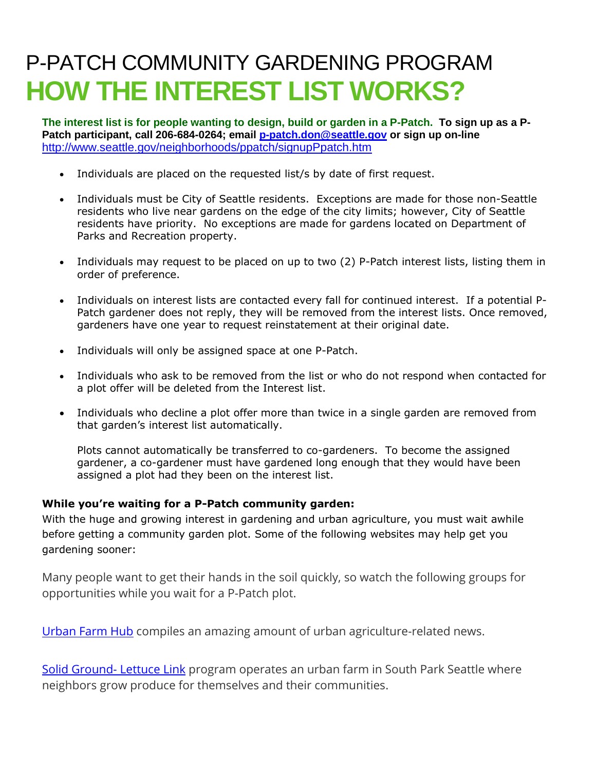# P-PATCH COMMUNITY GARDENING PROGRAM

# HOW THE INTEREST LIST WORKS?

**The interest list is for people wanting to design, build or garden in a P-Patch. To sign up as a P-Patch participant, call 206-684-0264; email [p-patch.don@seattle.gov](mailto:p-patch.don@seattle.gov) or sign up on-line** [http://www.seattle.gov/neighborhoods/ppatch/signupPpatch.htm](http://www.seattle.gov/neighborhoods/ppatch/signupPpatch.htm)

- Individuals are placed on the requested list/s by date of first request.
- Individuals must be City of Seattle residents. Exceptions are made for those non-Seattle residents who live near gardens on the edge of the city limits; however, City of Seattle residents have priority. No exceptions are made for gardens located on Department of Parks and Recreation property.
- Individuals may request to be placed on up to two (2) P-Patch interest lists, listing them in order of preference.
- Individuals on interest lists are contacted every fall for continued interest. If a potential P-Patch gardener does not reply, they will be removed from the interest lists. Once removed, gardeners have one year to request reinstatement at their original date.
- Individuals will only be assigned space at one P-Patch.
- Individuals who ask to be removed from the list or who do not respond when contacted for a plot offer will be deleted from the Interest list.
- Individuals who decline a plot offer more than twice in a single garden are removed from that garden's interest list automatically.

  Plots cannot automatically be transferred to co-gardeners. To become the assigned gardener, a co-gardener must have gardened long enough that they would have been assigned a plot had they been on the interest list.

**While you're waiting for a P-Patch community garden:**
With the huge and growing interest in gardening and urban agriculture, you must wait awhile before getting a community garden plot. Some of the following websites may help get you gardening sooner:

Many people want to get their hands in the soil quickly, so watch the following groups for opportunities while you wait for a P-Patch plot.

Urban Farm Hub compiles an amazing amount of urban agriculture-related news.

Solid Ground- Lettuce Link program operates an urban farm in South Park Seattle where neighbors grow produce for themselves and their communities.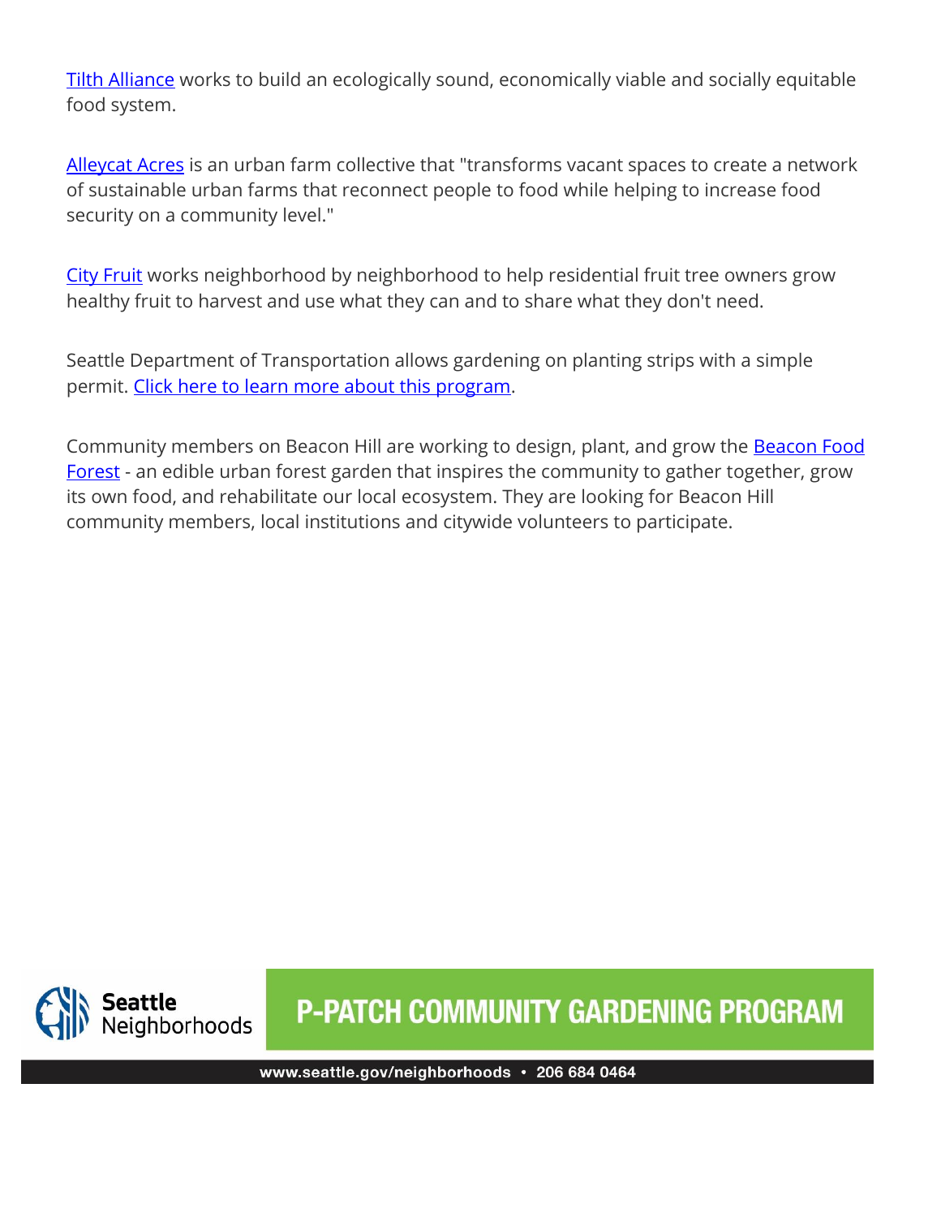Tilth Alliance works to build an ecologically sound, economically viable and socially equitable food system.

Alleycat Acres is an urban farm collective that "transforms vacant spaces to create a network of sustainable urban farms that reconnect people to food while helping to increase food security on a community level."

City Fruit works neighborhood by neighborhood to help residential fruit tree owners grow healthy fruit to harvest and use what they can and to share what they don't need.

Seattle Department of Transportation allows gardening on planting strips with a simple permit. Click here to learn more about this program.

Community members on Beacon Hill are working to design, plant, and grow the Beacon Food Forest - an edible urban forest garden that inspires the community to gather together, grow its own food, and rehabilitate our local ecosystem. They are looking for Beacon Hill community members, local institutions and citywide volunteers to participate.

Seattle Neighborhoods

P-PATCH COMMUNITY GARDENING PROGRAM

www.seattle.gov/neighborhoods • 206 684 0464